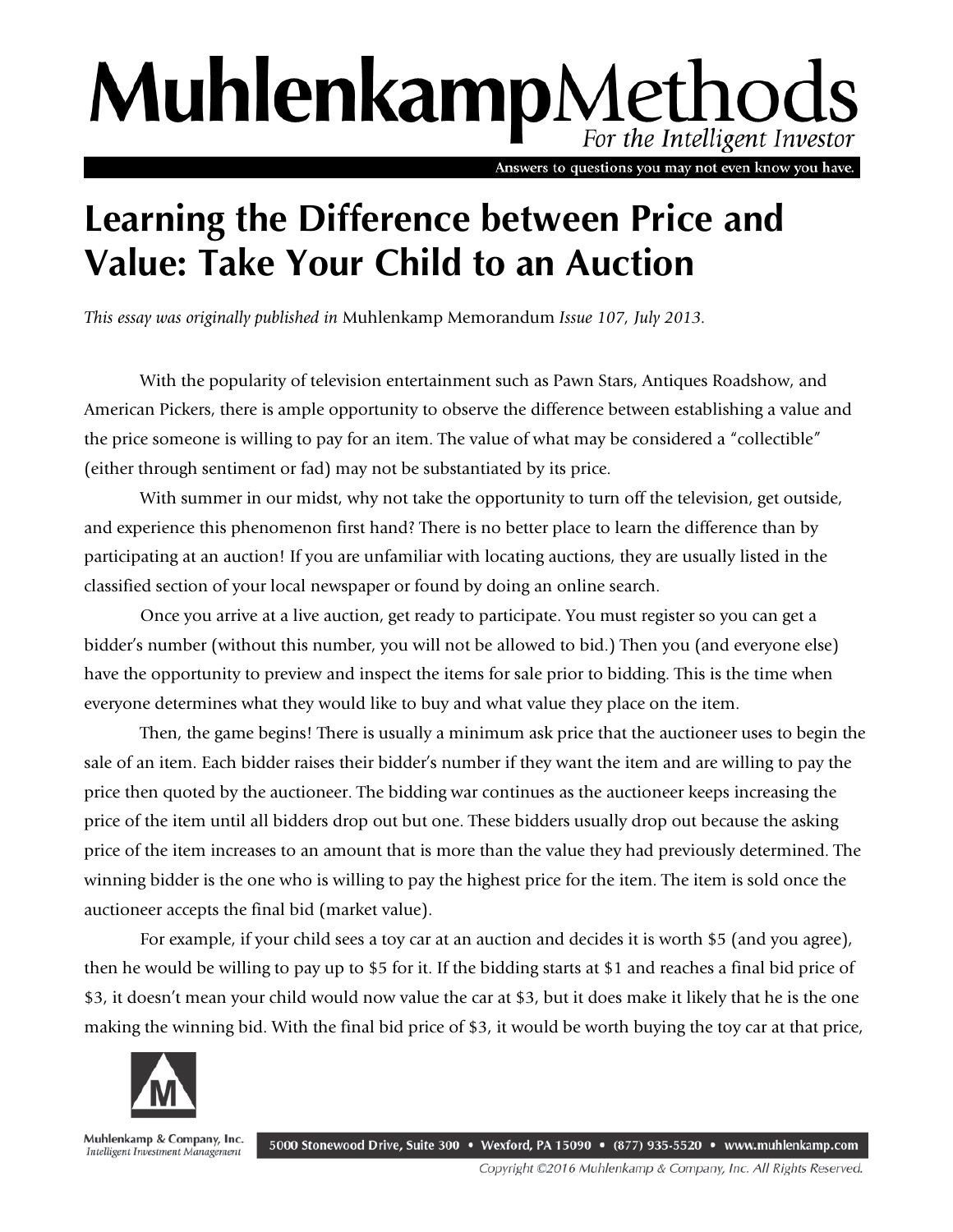# MuhlenkampMethods

*For the Intelligent Investor*

Answers to questions you may not even know you have.

## Learning the Difference between Price and Value: Take Your Child to an Auction

*This essay was originally published in* Muhlenkamp Memorandum *Issue 107, July 2013.*

With the popularity of television entertainment such as Pawn Stars, Antiques Roadshow, and American Pickers, there is ample opportunity to observe the difference between establishing a value and the price someone is willing to pay for an item. The value of what may be considered a "collectible" (either through sentiment or fad) may not be substantiated by its price.

With summer in our midst, why not take the opportunity to turn off the television, get outside, and experience this phenomenon first hand? There is no better place to learn the difference than by participating at an auction! If you are unfamiliar with locating auctions, they are usually listed in the classified section of your local newspaper or found by doing an online search.

Once you arrive at a live auction, get ready to participate. You must register so you can get a bidder's number (without this number, you will not be allowed to bid.) Then you (and everyone else) have the opportunity to preview and inspect the items for sale prior to bidding. This is the time when everyone determines what they would like to buy and what value they place on the item.

Then, the game begins! There is usually a minimum ask price that the auctioneer uses to begin the sale of an item. Each bidder raises their bidder's number if they want the item and are willing to pay the price then quoted by the auctioneer. The bidding war continues as the auctioneer keeps increasing the price of the item until all bidders drop out but one. These bidders usually drop out because the asking price of the item increases to an amount that is more than the value they had previously determined. The winning bidder is the one who is willing to pay the highest price for the item. The item is sold once the auctioneer accepts the final bid (market value).

For example, if your child sees a toy car at an auction and decides it is worth $5 (and you agree), then he would be willing to pay up to $5 for it. If the bidding starts at $1 and reaches a final bid price of $3, it doesn't mean your child would now value the car at $3, but it does make it likely that he is the one making the winning bid. With the final bid price of $3, it would be worth buying the toy car at that price,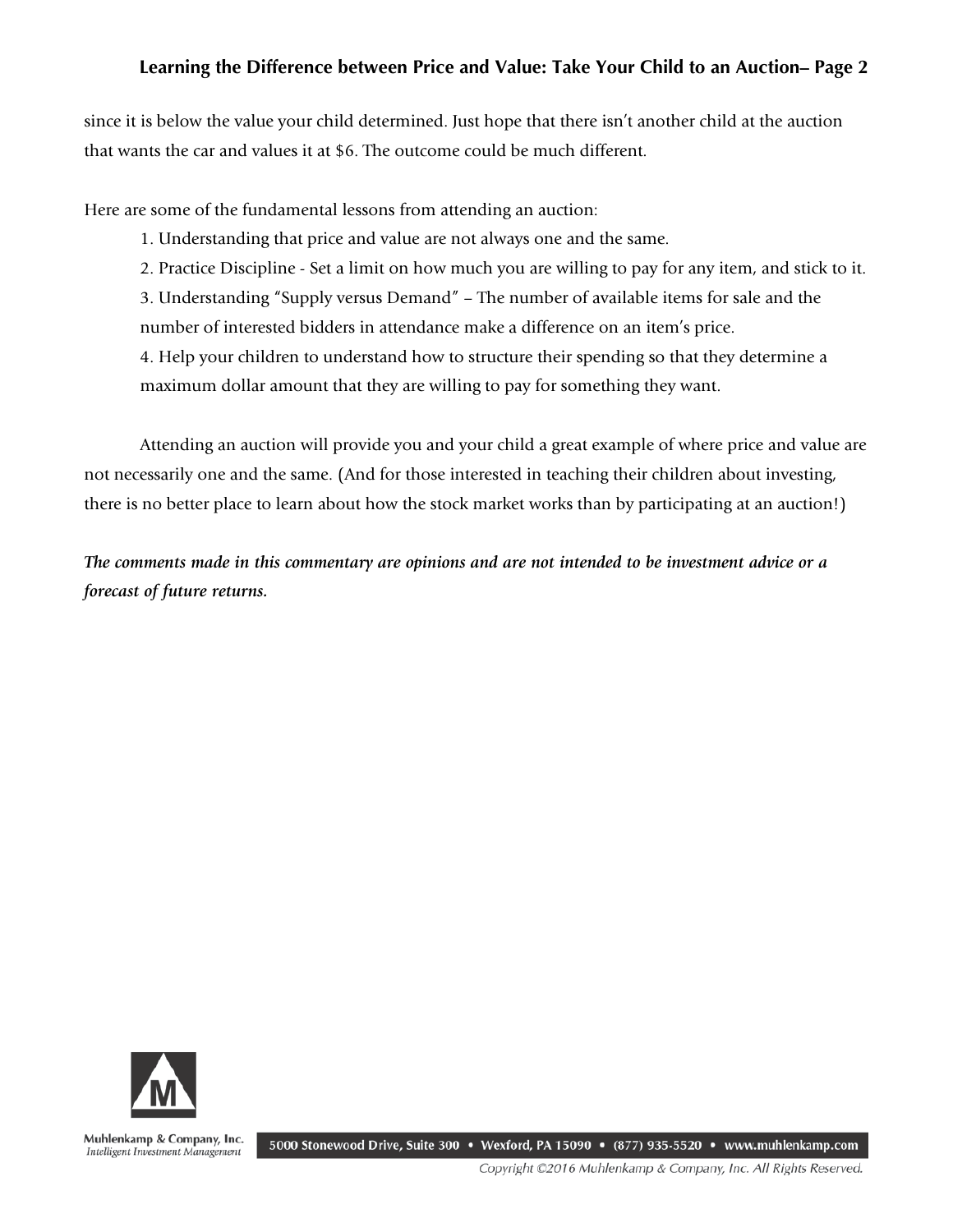since it is below the value your child determined. Just hope that there isn't another child at the auction that wants the car and values it at $6. The outcome could be much different.

Here are some of the fundamental lessons from attending an auction:

1. Understanding that price and value are not always one and the same.
2. Practice Discipline - Set a limit on how much you are willing to pay for any item, and stick to it.
3. Understanding "Supply versus Demand" – The number of available items for sale and the number of interested bidders in attendance make a difference on an item's price.
4. Help your children to understand how to structure their spending so that they determine a maximum dollar amount that they are willing to pay for something they want.

Attending an auction will provide you and your child a great example of where price and value are not necessarily one and the same. (And for those interested in teaching their children about investing, there is no better place to learn about how the stock market works than by participating at an auction!)

***The comments made in this commentary are opinions and are not intended to be investment advice or a forecast of future returns.***

Muhlenkamp & Company, Inc.
*Intelligent Investment Management*

5000 Stonewood Drive, Suite 300 • Wexford, PA 15090 • (877) 935-5520 • www.muhlenkamp.com

*Copyright ©2016 Muhlenkamp & Company, Inc. All Rights Reserved.*